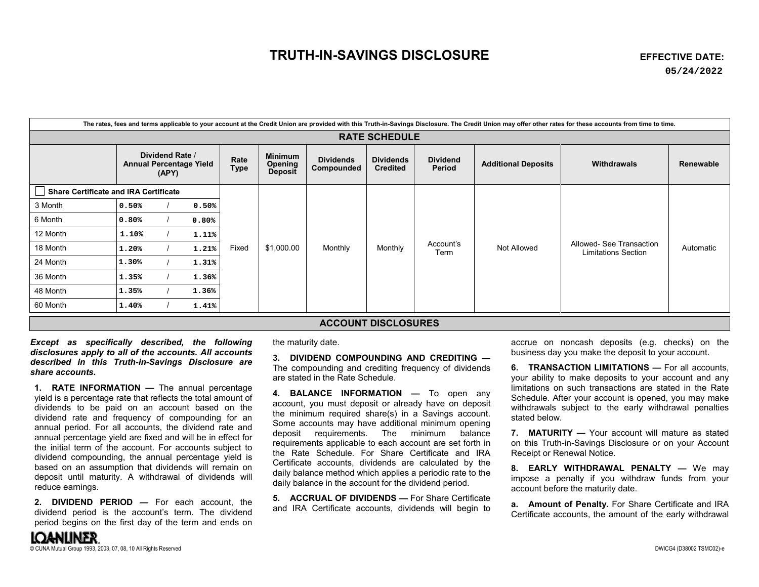# TRUTH-IN-SAVINGS DISCLOSURE

**EFFECTIVE DATE:**
**05/24/2022**

The rates, fees and terms applicable to your account at the Credit Union are provided with this Truth-in-Savings Disclosure. The Credit Union may offer other rates for these accounts from time to time.

## RATE SCHEDULE

| | Dividend Rate / Annual Percentage Yield (APY) | Rate Type | Minimum Opening Deposit | Dividends Compounded | Dividends Credited | Dividend Period | Additional Deposits | Withdrawals | Renewable |
|---|---|---|---|---|---|---|---|---|---|
| ☐ **Share Certificate and IRA Certificate** | | | | | | | | | |
| 3 Month | 0.50% / 0.50% | Fixed | $1,000.00 | Monthly | Monthly | Account's Term | Not Allowed | Allowed- See Transaction Limitations Section | Automatic |
| 6 Month | 0.80% / 0.80% | Fixed | $1,000.00 | Monthly | Monthly | Account's Term | Not Allowed | Allowed- See Transaction Limitations Section | Automatic |
| 12 Month | 1.10% / 1.11% | Fixed | $1,000.00 | Monthly | Monthly | Account's Term | Not Allowed | Allowed- See Transaction Limitations Section | Automatic |
| 18 Month | 1.20% / 1.21% | Fixed | $1,000.00 | Monthly | Monthly | Account's Term | Not Allowed | Allowed- See Transaction Limitations Section | Automatic |
| 24 Month | 1.30% / 1.31% | Fixed | $1,000.00 | Monthly | Monthly | Account's Term | Not Allowed | Allowed- See Transaction Limitations Section | Automatic |
| 36 Month | 1.35% / 1.36% | Fixed | $1,000.00 | Monthly | Monthly | Account's Term | Not Allowed | Allowed- See Transaction Limitations Section | Automatic |
| 48 Month | 1.35% / 1.36% | Fixed | $1,000.00 | Monthly | Monthly | Account's Term | Not Allowed | Allowed- See Transaction Limitations Section | Automatic |
| 60 Month | 1.40% / 1.41% | Fixed | $1,000.00 | Monthly | Monthly | Account's Term | Not Allowed | Allowed- See Transaction Limitations Section | Automatic |

## ACCOUNT DISCLOSURES

***Except as specifically described, the following disclosures apply to all of the accounts. All accounts described in this Truth-in-Savings Disclosure are share accounts.***

**1. RATE INFORMATION —** The annual percentage yield is a percentage rate that reflects the total amount of dividends to be paid on an account based on the dividend rate and frequency of compounding for an annual period. For all accounts, the dividend rate and annual percentage yield are fixed and will be in effect for the initial term of the account. For accounts subject to dividend compounding, the annual percentage yield is based on an assumption that dividends will remain on deposit until maturity. A withdrawal of dividends will reduce earnings.

**2. DIVIDEND PERIOD —** For each account, the dividend period is the account's term. The dividend period begins on the first day of the term and ends on the maturity date.

**3. DIVIDEND COMPOUNDING AND CREDITING —** The compounding and crediting frequency of dividends are stated in the Rate Schedule.

**4. BALANCE INFORMATION —** To open any account, you must deposit or already have on deposit the minimum required share(s) in a Savings account. Some accounts may have additional minimum opening deposit requirements. The minimum balance requirements applicable to each account are set forth in the Rate Schedule. For Share Certificate and IRA Certificate accounts, dividends are calculated by the daily balance method which applies a periodic rate to the daily balance in the account for the dividend period.

**5. ACCRUAL OF DIVIDENDS —** For Share Certificate and IRA Certificate accounts, dividends will begin to accrue on noncash deposits (e.g. checks) on the business day you make the deposit to your account.

**6. TRANSACTION LIMITATIONS —** For all accounts, your ability to make deposits to your account and any limitations on such transactions are stated in the Rate Schedule. After your account is opened, you may make withdrawals subject to the early withdrawal penalties stated below.

**7. MATURITY —** Your account will mature as stated on this Truth-in-Savings Disclosure or on your Account Receipt or Renewal Notice.

**8. EARLY WITHDRAWAL PENALTY —** We may impose a penalty if you withdraw funds from your account before the maturity date.

**a. Amount of Penalty.** For Share Certificate and IRA Certificate accounts, the amount of the early withdrawal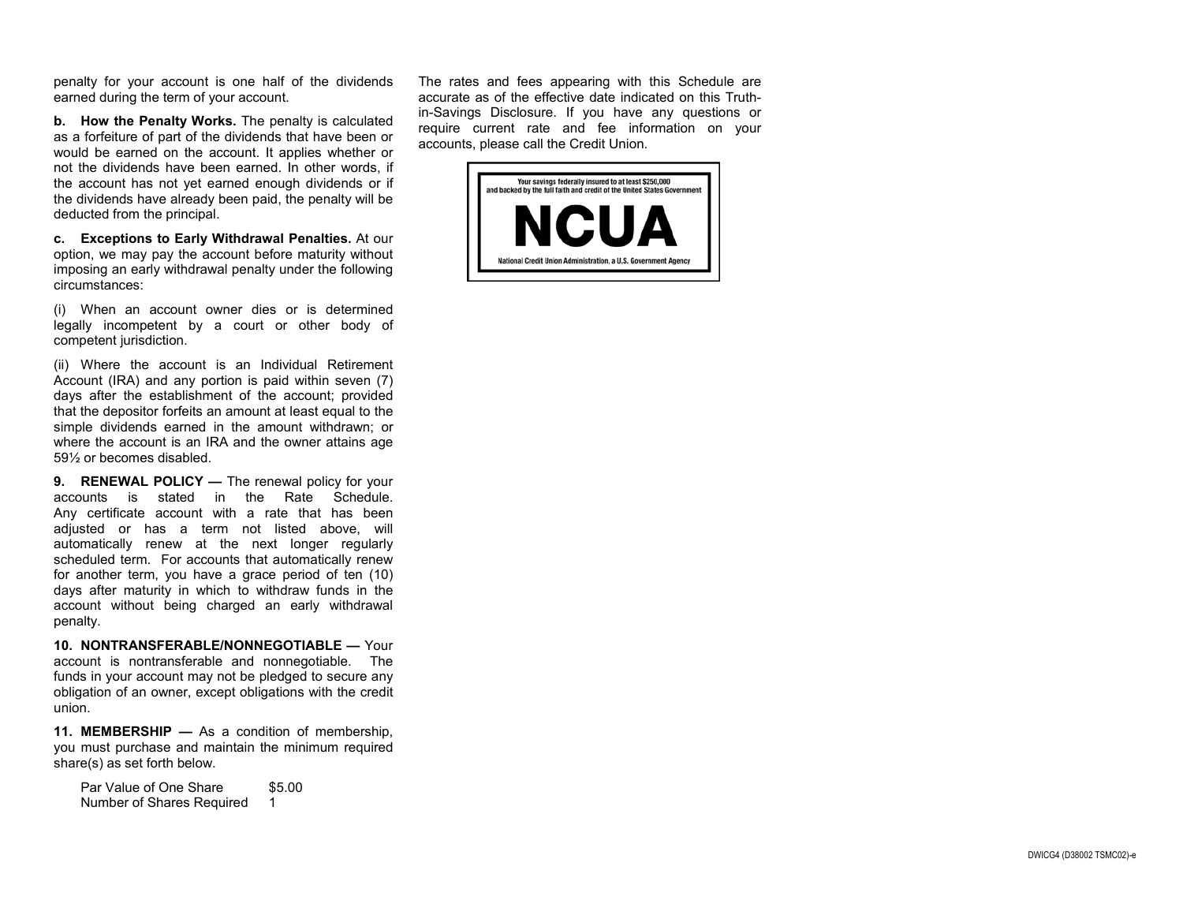penalty for your account is one half of the dividends earned during the term of your account.

**b. How the Penalty Works.** The penalty is calculated as a forfeiture of part of the dividends that have been or would be earned on the account. It applies whether or not the dividends have been earned. In other words, if the account has not yet earned enough dividends or if the dividends have already been paid, the penalty will be deducted from the principal.

**c. Exceptions to Early Withdrawal Penalties.** At our option, we may pay the account before maturity without imposing an early withdrawal penalty under the following circumstances:

(i) When an account owner dies or is determined legally incompetent by a court or other body of competent jurisdiction.

(ii) Where the account is an Individual Retirement Account (IRA) and any portion is paid within seven (7) days after the establishment of the account; provided that the depositor forfeits an amount at least equal to the simple dividends earned in the amount withdrawn; or where the account is an IRA and the owner attains age 59½ or becomes disabled.

**9. RENEWAL POLICY —** The renewal policy for your accounts is stated in the Rate Schedule. Any certificate account with a rate that has been adjusted or has a term not listed above, will automatically renew at the next longer regularly scheduled term. For accounts that automatically renew for another term, you have a grace period of ten (10) days after maturity in which to withdraw funds in the account without being charged an early withdrawal penalty.

**10. NONTRANSFERABLE/NONNEGOTIABLE —** Your account is nontransferable and nonnegotiable. The funds in your account may not be pledged to secure any obligation of an owner, except obligations with the credit union.

**11. MEMBERSHIP —** As a condition of membership, you must purchase and maintain the minimum required share(s) as set forth below.

| | |
|---|---|
| Par Value of One Share | $5.00 |
| Number of Shares Required | 1 |

The rates and fees appearing with this Schedule are accurate as of the effective date indicated on this Truth-in-Savings Disclosure. If you have any questions or require current rate and fee information on your accounts, please call the Credit Union.

Your savings federally insured to at least $250,000
and backed by the full faith and credit of the United States Government

NCUA

National Credit Union Administration, a U.S. Government Agency

DWICG4 (D38002 TSMC02)-e